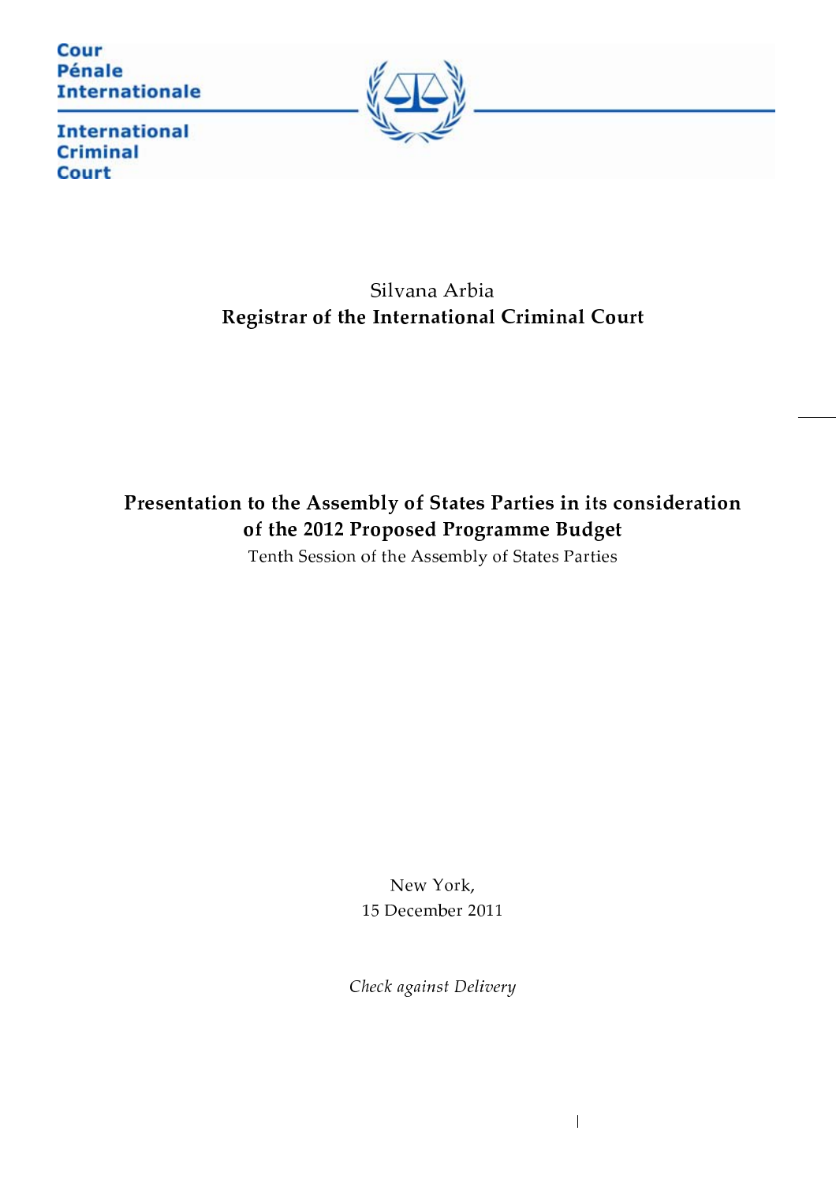Cour
Pénale
Internationale

International
Criminal
Court

Silvana Arbia

**Registrar of the International Criminal Court**

# Presentation to the Assembly of States Parties in its consideration of the 2012 Proposed Programme Budget

Tenth Session of the Assembly of States Parties

New York,
15 December 2011

*Check against Delivery*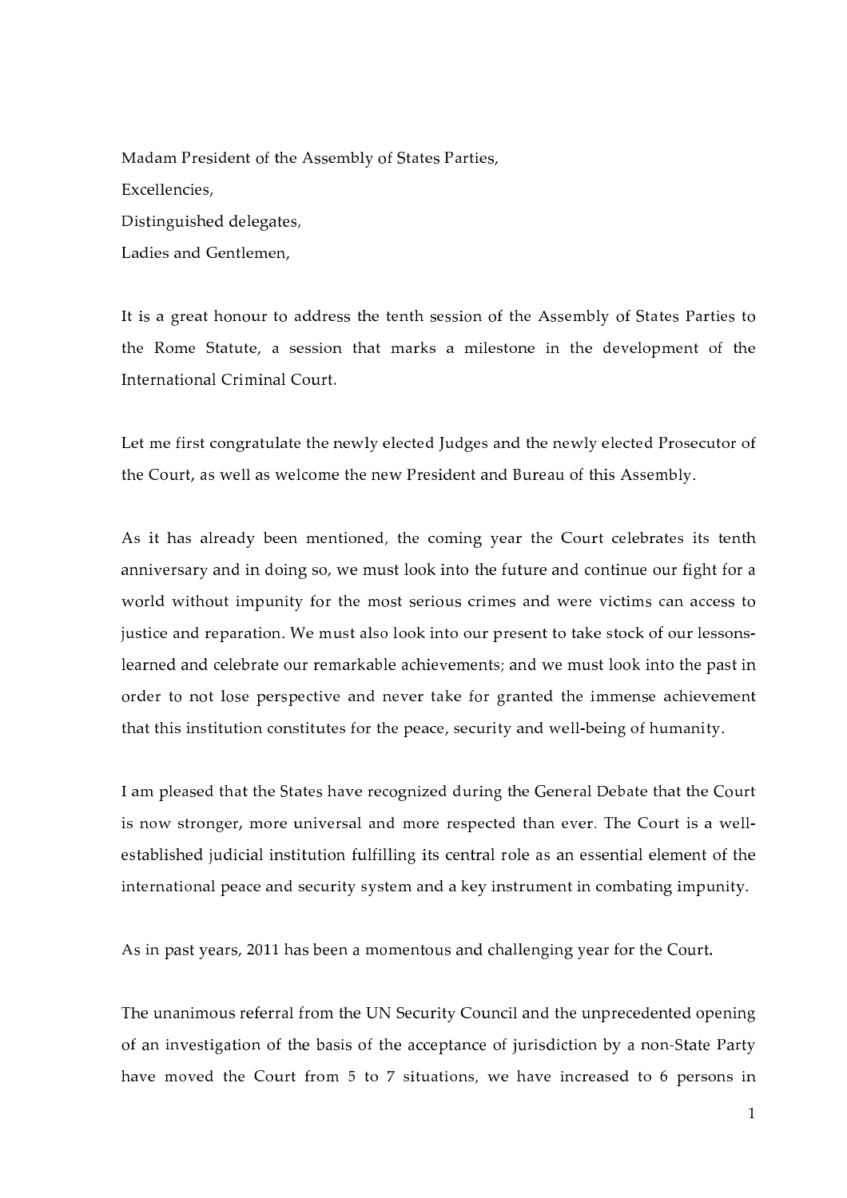Madam President of the Assembly of States Parties,

Excellencies,

Distinguished delegates,

Ladies and Gentlemen,

It is a great honour to address the tenth session of the Assembly of States Parties to the Rome Statute, a session that marks a milestone in the development of the International Criminal Court.

Let me first congratulate the newly elected Judges and the newly elected Prosecutor of the Court, as well as welcome the new President and Bureau of this Assembly.

As it has already been mentioned, the coming year the Court celebrates its tenth anniversary and in doing so, we must look into the future and continue our fight for a world without impunity for the most serious crimes and were victims can access to justice and reparation. We must also look into our present to take stock of our lessons-learned and celebrate our remarkable achievements; and we must look into the past in order to not lose perspective and never take for granted the immense achievement that this institution constitutes for the peace, security and well-being of humanity.

I am pleased that the States have recognized during the General Debate that the Court is now stronger, more universal and more respected than ever. The Court is a well-established judicial institution fulfilling its central role as an essential element of the international peace and security system and a key instrument in combating impunity.

As in past years, 2011 has been a momentous and challenging year for the Court.

The unanimous referral from the UN Security Council and the unprecedented opening of an investigation of the basis of the acceptance of jurisdiction by a non-State Party have moved the Court from 5 to 7 situations, we have increased to 6 persons in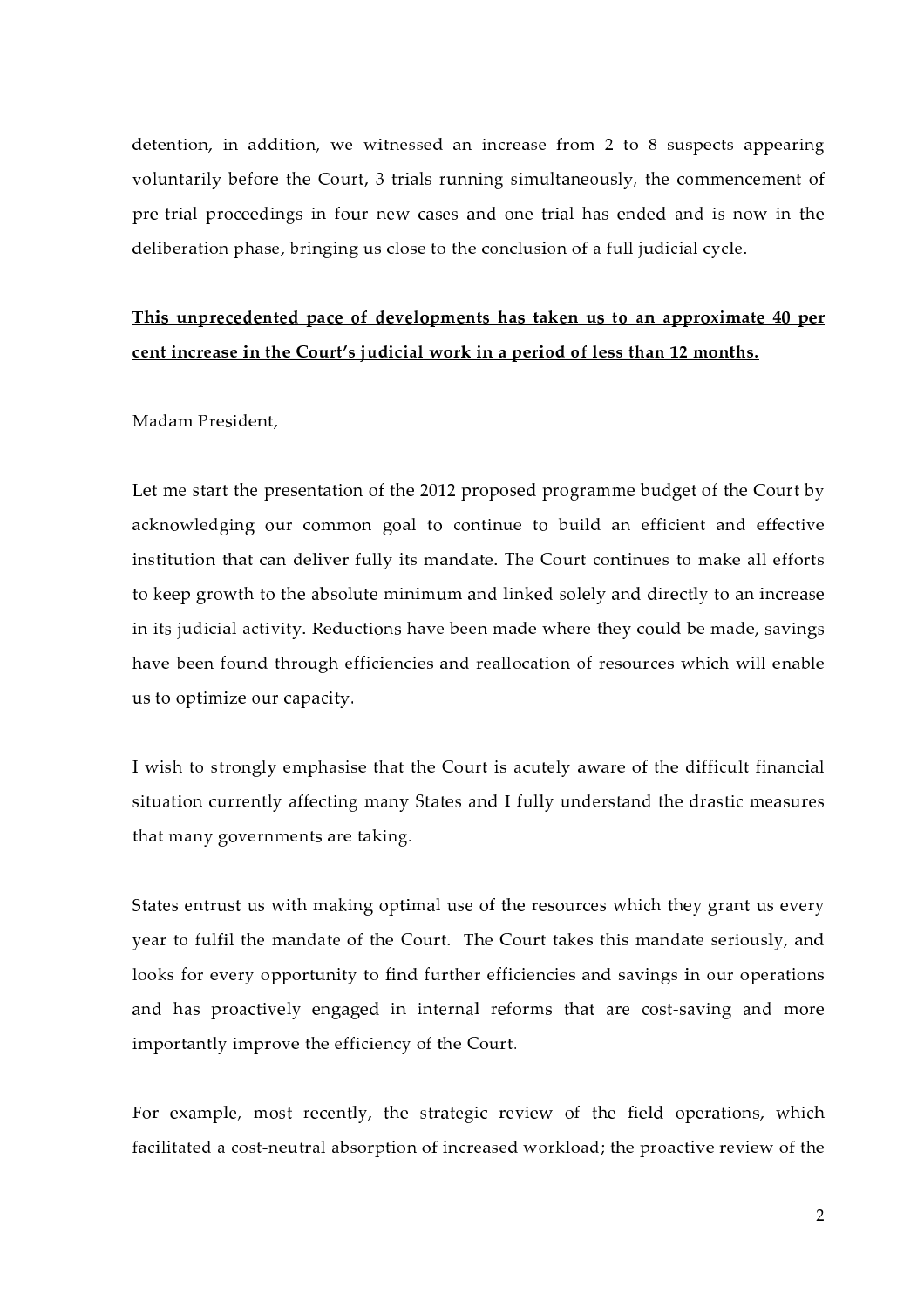detention, in addition, we witnessed an increase from 2 to 8 suspects appearing voluntarily before the Court, 3 trials running simultaneously, the commencement of pre-trial proceedings in four new cases and one trial has ended and is now in the deliberation phase, bringing us close to the conclusion of a full judicial cycle.

**<u>This unprecedented pace of developments has taken us to an approximate 40 per cent increase in the Court's judicial work in a period of less than 12 months.</u>**

Madam President,

Let me start the presentation of the 2012 proposed programme budget of the Court by acknowledging our common goal to continue to build an efficient and effective institution that can deliver fully its mandate. The Court continues to make all efforts to keep growth to the absolute minimum and linked solely and directly to an increase in its judicial activity. Reductions have been made where they could be made, savings have been found through efficiencies and reallocation of resources which will enable us to optimize our capacity.

I wish to strongly emphasise that the Court is acutely aware of the difficult financial situation currently affecting many States and I fully understand the drastic measures that many governments are taking.

States entrust us with making optimal use of the resources which they grant us every year to fulfil the mandate of the Court. The Court takes this mandate seriously, and looks for every opportunity to find further efficiencies and savings in our operations and has proactively engaged in internal reforms that are cost-saving and more importantly improve the efficiency of the Court.

For example, most recently, the strategic review of the field operations, which facilitated a cost-neutral absorption of increased workload; the proactive review of the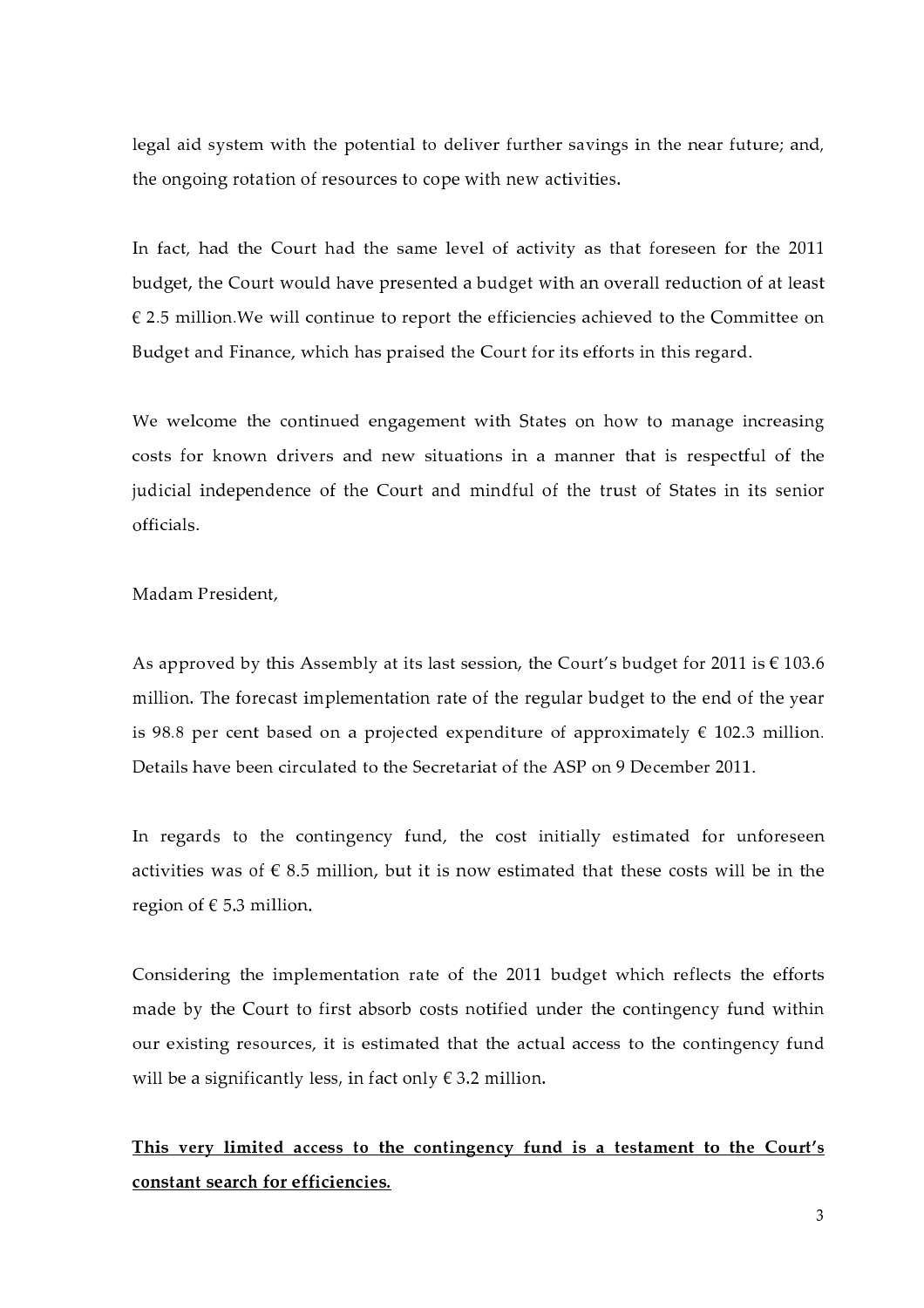legal aid system with the potential to deliver further savings in the near future; and, the ongoing rotation of resources to cope with new activities.

In fact, had the Court had the same level of activity as that foreseen for the 2011 budget, the Court would have presented a budget with an overall reduction of at least € 2.5 million.We will continue to report the efficiencies achieved to the Committee on Budget and Finance, which has praised the Court for its efforts in this regard.

We welcome the continued engagement with States on how to manage increasing costs for known drivers and new situations in a manner that is respectful of the judicial independence of the Court and mindful of the trust of States in its senior officials.

Madam President,

As approved by this Assembly at its last session, the Court's budget for 2011 is € 103.6 million. The forecast implementation rate of the regular budget to the end of the year is 98.8 per cent based on a projected expenditure of approximately € 102.3 million. Details have been circulated to the Secretariat of the ASP on 9 December 2011.

In regards to the contingency fund, the cost initially estimated for unforeseen activities was of € 8.5 million, but it is now estimated that these costs will be in the region of € 5.3 million.

Considering the implementation rate of the 2011 budget which reflects the efforts made by the Court to first absorb costs notified under the contingency fund within our existing resources, it is estimated that the actual access to the contingency fund will be a significantly less, in fact only € 3.2 million.

<u>**This very limited access to the contingency fund is a testament to the Court's constant search for efficiencies.**</u>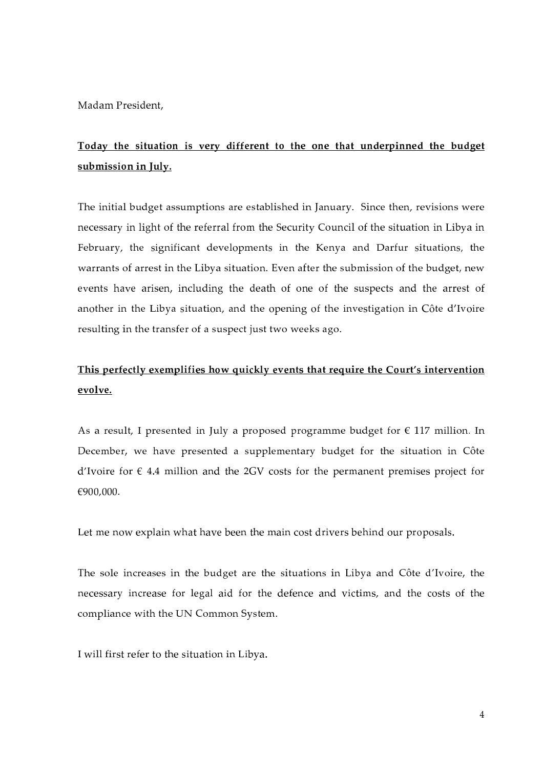Madam President,

**<u>Today the situation is very different to the one that underpinned the budget submission in July.</u>**

The initial budget assumptions are established in January. Since then, revisions were necessary in light of the referral from the Security Council of the situation in Libya in February, the significant developments in the Kenya and Darfur situations, the warrants of arrest in the Libya situation. Even after the submission of the budget, new events have arisen, including the death of one of the suspects and the arrest of another in the Libya situation, and the opening of the investigation in Côte d'Ivoire resulting in the transfer of a suspect just two weeks ago.

**<u>This perfectly exemplifies how quickly events that require the Court's intervention evolve.</u>**

As a result, I presented in July a proposed programme budget for € 117 million. In December, we have presented a supplementary budget for the situation in Côte d'Ivoire for € 4.4 million and the 2GV costs for the permanent premises project for €900,000.

Let me now explain what have been the main cost drivers behind our proposals.

The sole increases in the budget are the situations in Libya and Côte d'Ivoire, the necessary increase for legal aid for the defence and victims, and the costs of the compliance with the UN Common System.

I will first refer to the situation in Libya.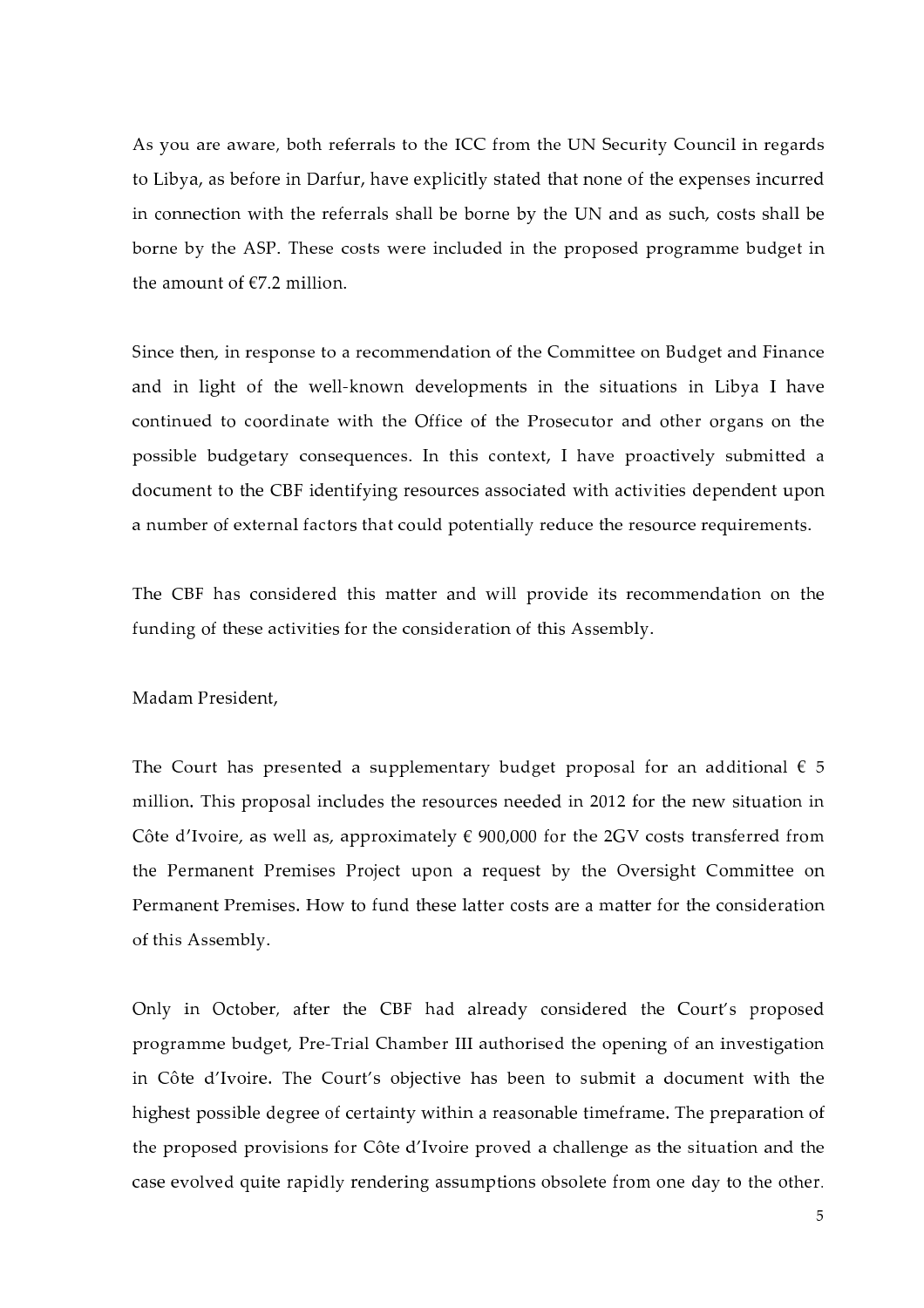As you are aware, both referrals to the ICC from the UN Security Council in regards to Libya, as before in Darfur, have explicitly stated that none of the expenses incurred in connection with the referrals shall be borne by the UN and as such, costs shall be borne by the ASP. These costs were included in the proposed programme budget in the amount of €7.2 million.

Since then, in response to a recommendation of the Committee on Budget and Finance and in light of the well-known developments in the situations in Libya I have continued to coordinate with the Office of the Prosecutor and other organs on the possible budgetary consequences. In this context, I have proactively submitted a document to the CBF identifying resources associated with activities dependent upon a number of external factors that could potentially reduce the resource requirements.

The CBF has considered this matter and will provide its recommendation on the funding of these activities for the consideration of this Assembly.

Madam President,

The Court has presented a supplementary budget proposal for an additional € 5 million. This proposal includes the resources needed in 2012 for the new situation in Côte d'Ivoire, as well as, approximately € 900,000 for the 2GV costs transferred from the Permanent Premises Project upon a request by the Oversight Committee on Permanent Premises. How to fund these latter costs are a matter for the consideration of this Assembly.

Only in October, after the CBF had already considered the Court's proposed programme budget, Pre-Trial Chamber III authorised the opening of an investigation in Côte d'Ivoire. The Court's objective has been to submit a document with the highest possible degree of certainty within a reasonable timeframe. The preparation of the proposed provisions for Côte d'Ivoire proved a challenge as the situation and the case evolved quite rapidly rendering assumptions obsolete from one day to the other.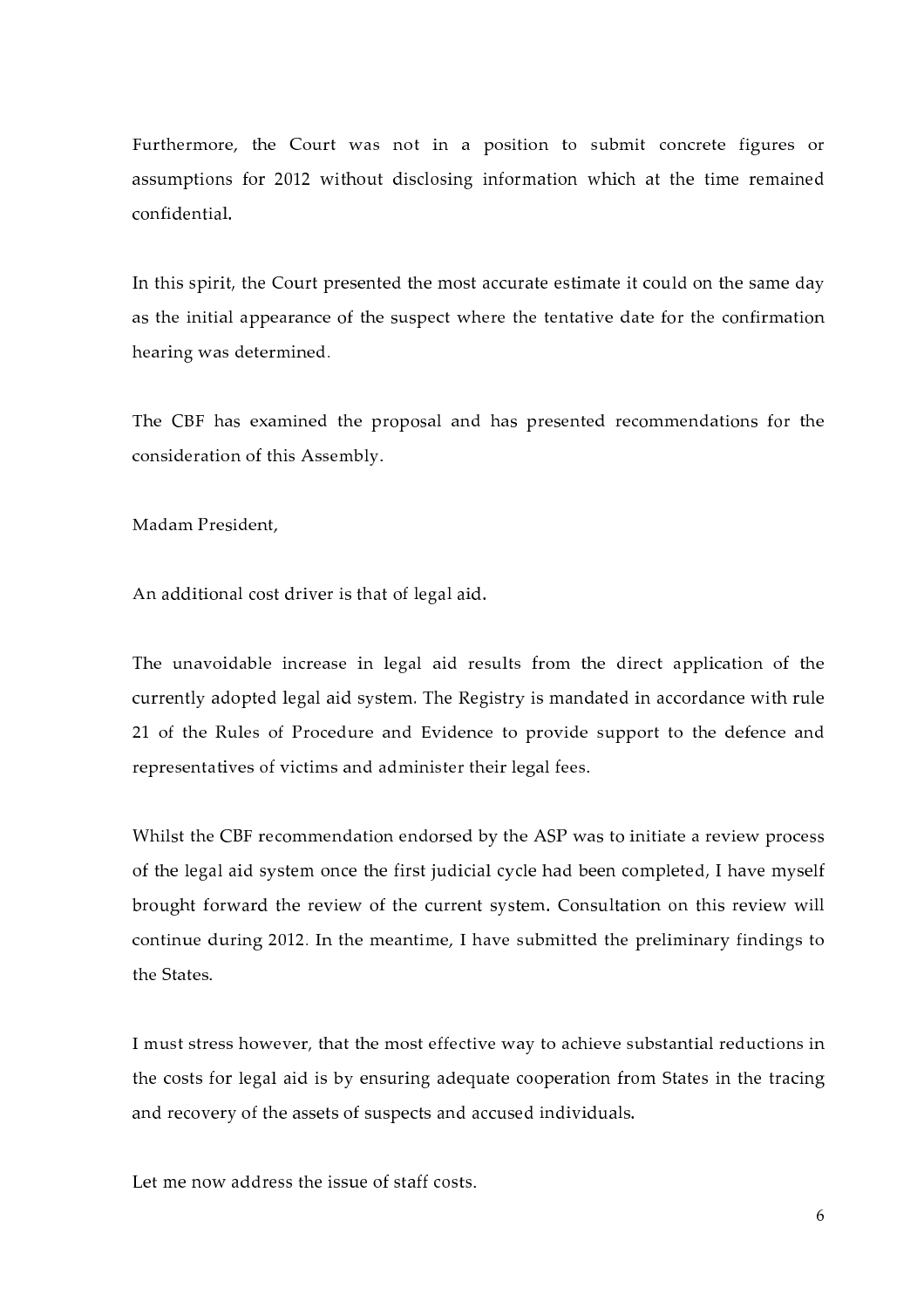Furthermore, the Court was not in a position to submit concrete figures or assumptions for 2012 without disclosing information which at the time remained confidential.

In this spirit, the Court presented the most accurate estimate it could on the same day as the initial appearance of the suspect where the tentative date for the confirmation hearing was determined.

The CBF has examined the proposal and has presented recommendations for the consideration of this Assembly.

Madam President,

An additional cost driver is that of legal aid.

The unavoidable increase in legal aid results from the direct application of the currently adopted legal aid system. The Registry is mandated in accordance with rule 21 of the Rules of Procedure and Evidence to provide support to the defence and representatives of victims and administer their legal fees.

Whilst the CBF recommendation endorsed by the ASP was to initiate a review process of the legal aid system once the first judicial cycle had been completed, I have myself brought forward the review of the current system. Consultation on this review will continue during 2012. In the meantime, I have submitted the preliminary findings to the States.

I must stress however, that the most effective way to achieve substantial reductions in the costs for legal aid is by ensuring adequate cooperation from States in the tracing and recovery of the assets of suspects and accused individuals.

Let me now address the issue of staff costs.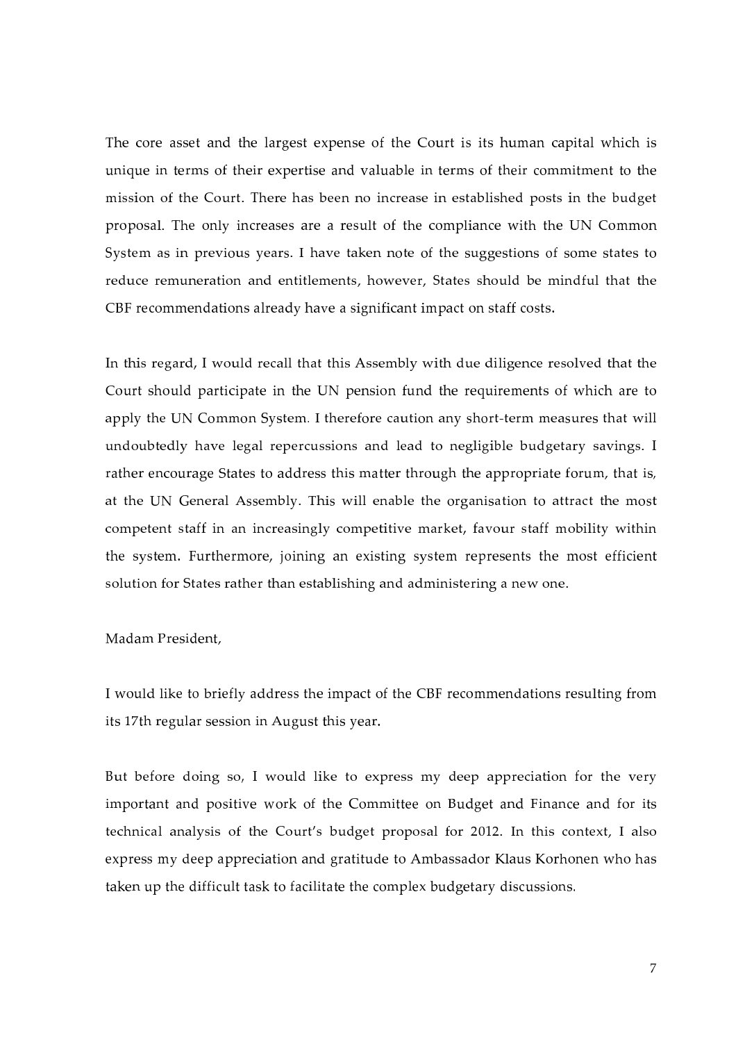The core asset and the largest expense of the Court is its human capital which is unique in terms of their expertise and valuable in terms of their commitment to the mission of the Court. There has been no increase in established posts in the budget proposal. The only increases are a result of the compliance with the UN Common System as in previous years. I have taken note of the suggestions of some states to reduce remuneration and entitlements, however, States should be mindful that the CBF recommendations already have a significant impact on staff costs.

In this regard, I would recall that this Assembly with due diligence resolved that the Court should participate in the UN pension fund the requirements of which are to apply the UN Common System. I therefore caution any short-term measures that will undoubtedly have legal repercussions and lead to negligible budgetary savings. I rather encourage States to address this matter through the appropriate forum, that is, at the UN General Assembly. This will enable the organisation to attract the most competent staff in an increasingly competitive market, favour staff mobility within the system. Furthermore, joining an existing system represents the most efficient solution for States rather than establishing and administering a new one.

Madam President,

I would like to briefly address the impact of the CBF recommendations resulting from its 17th regular session in August this year.

But before doing so, I would like to express my deep appreciation for the very important and positive work of the Committee on Budget and Finance and for its technical analysis of the Court's budget proposal for 2012. In this context, I also express my deep appreciation and gratitude to Ambassador Klaus Korhonen who has taken up the difficult task to facilitate the complex budgetary discussions.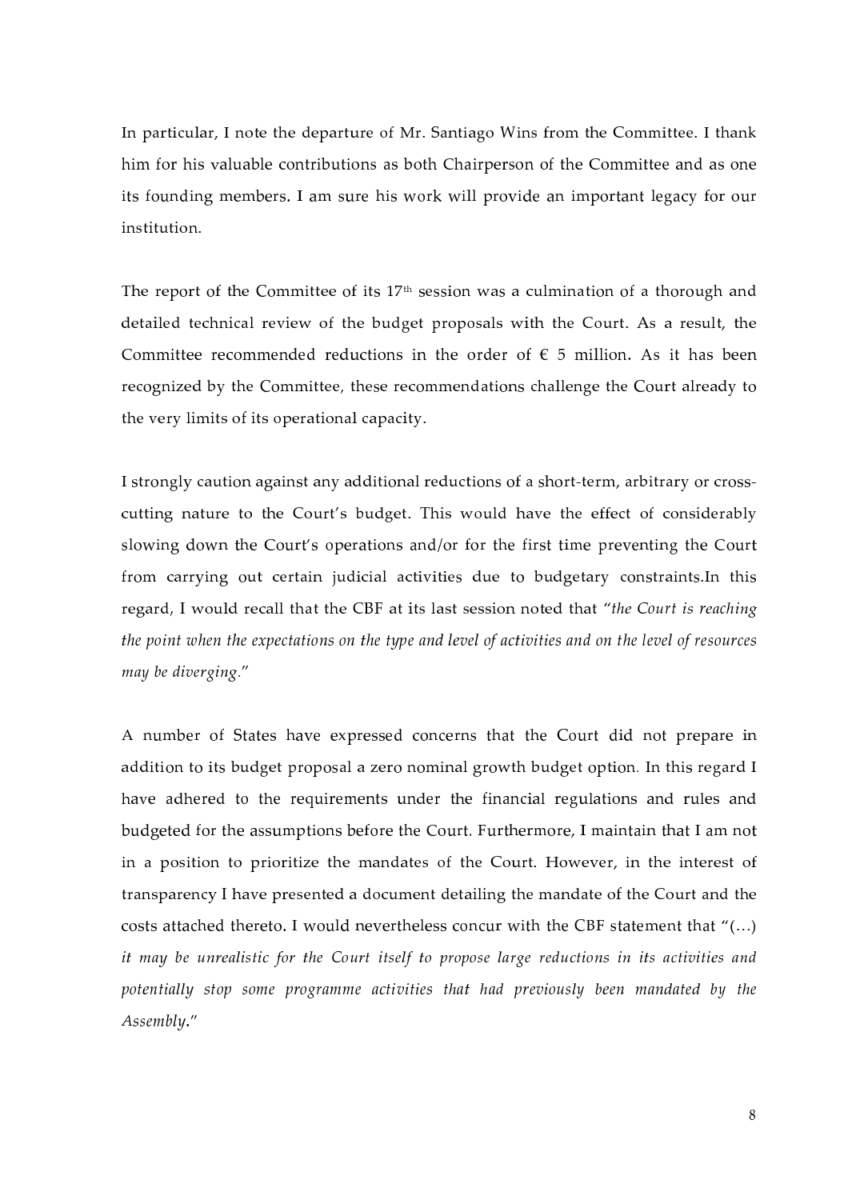In particular, I note the departure of Mr. Santiago Wins from the Committee. I thank him for his valuable contributions as both Chairperson of the Committee and as one its founding members. I am sure his work will provide an important legacy for our institution.

The report of the Committee of its 17th session was a culmination of a thorough and detailed technical review of the budget proposals with the Court. As a result, the Committee recommended reductions in the order of € 5 million. As it has been recognized by the Committee, these recommendations challenge the Court already to the very limits of its operational capacity.

I strongly caution against any additional reductions of a short-term, arbitrary or cross-cutting nature to the Court's budget. This would have the effect of considerably slowing down the Court's operations and/or for the first time preventing the Court from carrying out certain judicial activities due to budgetary constraints.In this regard, I would recall that the CBF at its last session noted that "*the Court is reaching the point when the expectations on the type and level of activities and on the level of resources may be diverging.*"

A number of States have expressed concerns that the Court did not prepare in addition to its budget proposal a zero nominal growth budget option. In this regard I have adhered to the requirements under the financial regulations and rules and budgeted for the assumptions before the Court. Furthermore, I maintain that I am not in a position to prioritize the mandates of the Court. However, in the interest of transparency I have presented a document detailing the mandate of the Court and the costs attached thereto. I would nevertheless concur with the CBF statement that "(…) *it may be unrealistic for the Court itself to propose large reductions in its activities and potentially stop some programme activities that had previously been mandated by the Assembly.*"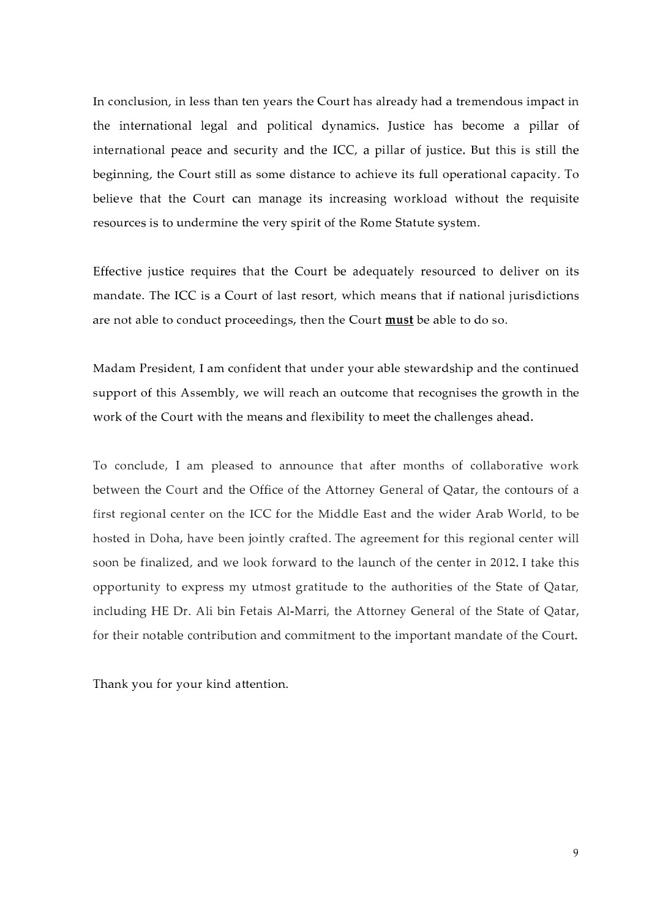In conclusion, in less than ten years the Court has already had a tremendous impact in the international legal and political dynamics. Justice has become a pillar of international peace and security and the ICC, a pillar of justice. But this is still the beginning, the Court still as some distance to achieve its full operational capacity. To believe that the Court can manage its increasing workload without the requisite resources is to undermine the very spirit of the Rome Statute system.

Effective justice requires that the Court be adequately resourced to deliver on its mandate. The ICC is a Court of last resort, which means that if national jurisdictions are not able to conduct proceedings, then the Court **<u>must</u>** be able to do so.

Madam President, I am confident that under your able stewardship and the continued support of this Assembly, we will reach an outcome that recognises the growth in the work of the Court with the means and flexibility to meet the challenges ahead.

To conclude, I am pleased to announce that after months of collaborative work between the Court and the Office of the Attorney General of Qatar, the contours of a first regional center on the ICC for the Middle East and the wider Arab World, to be hosted in Doha, have been jointly crafted. The agreement for this regional center will soon be finalized, and we look forward to the launch of the center in 2012. I take this opportunity to express my utmost gratitude to the authorities of the State of Qatar, including HE Dr. Ali bin Fetais Al-Marri, the Attorney General of the State of Qatar, for their notable contribution and commitment to the important mandate of the Court.

Thank you for your kind attention.